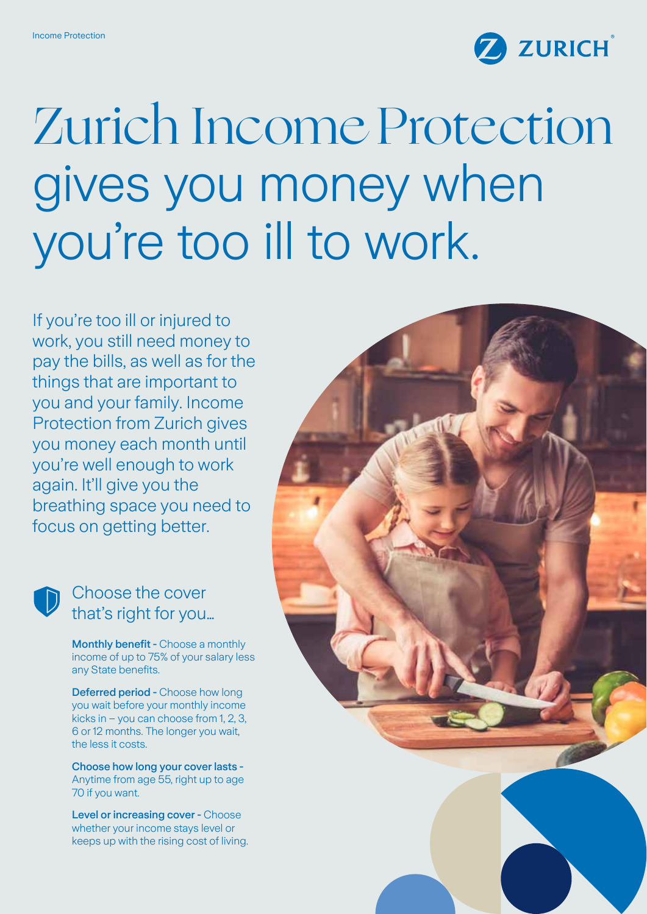# Zurich Income Protection gives you money when you're too ill to work.

If you're too ill or injured to work, you still need money to pay the bills, as well as for the things that are important to you and your family. Income Protection from Zurich gives you money each month until you're well enough to work again. It'll give you the breathing space you need to focus on getting better.

## Choose the cover that's right for you...

**Monthly benefit -** Choose a monthly income of up to 75% of your salary less any State benefits.

**Deferred period -** Choose how long you wait before your monthly income kicks in – you can choose from 1, 2, 3, 6 or 12 months. The longer you wait, the less it costs.

**Choose how long your cover lasts -** Anytime from age 55, right up to age 70 if you want.

**Level or increasing cover -** Choose whether your income stays level or keeps up with the rising cost of living.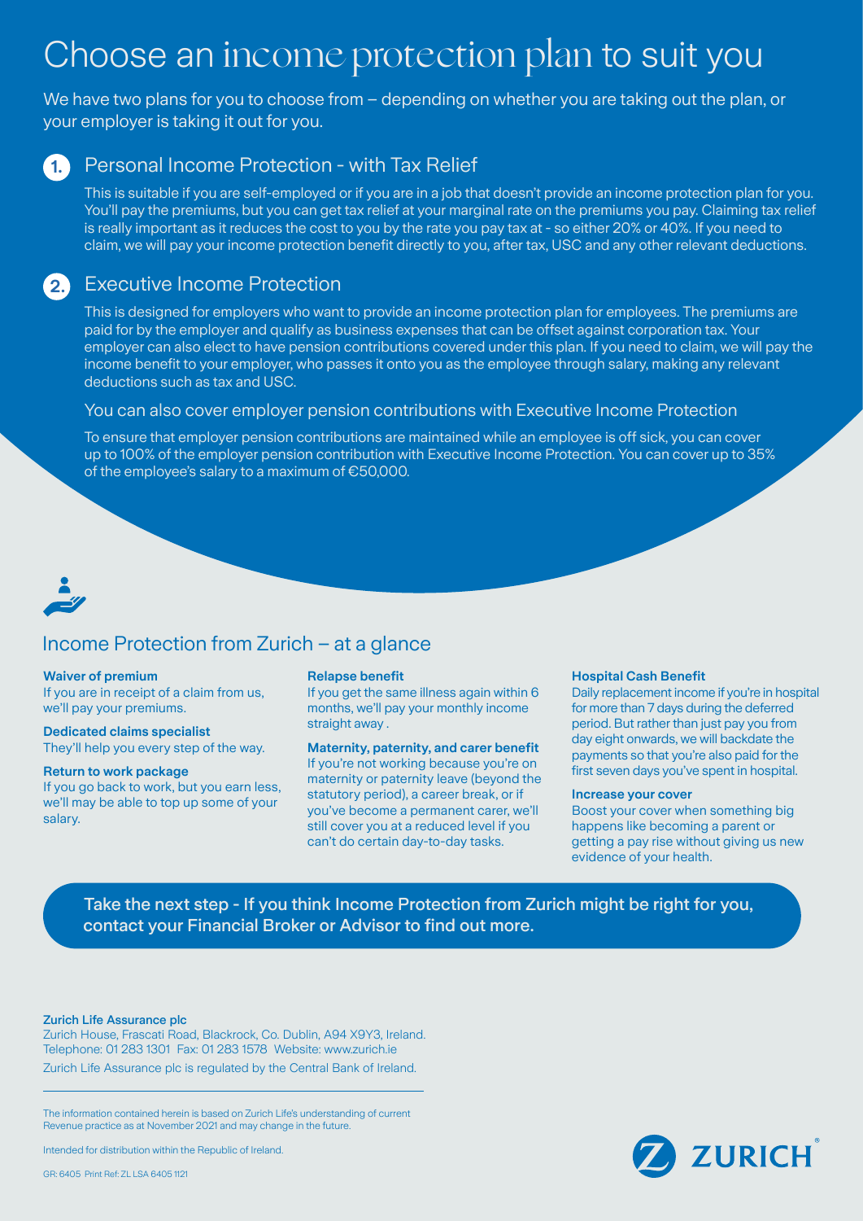# Choose an income protection plan to suit you

We have two plans for you to choose from – depending on whether you are taking out the plan, or your employer is taking it out for you.

## 1. Personal Income Protection - with Tax Relief

This is suitable if you are self-employed or if you are in a job that doesn't provide an income protection plan for you. You'll pay the premiums, but you can get tax relief at your marginal rate on the premiums you pay. Claiming tax relief is really important as it reduces the cost to you by the rate you pay tax at - so either 20% or 40%. If you need to claim, we will pay your income protection benefit directly to you, after tax, USC and any other relevant deductions.

## 2. Executive Income Protection

This is designed for employers who want to provide an income protection plan for employees. The premiums are paid for by the employer and qualify as business expenses that can be offset against corporation tax. Your employer can also elect to have pension contributions covered under this plan. If you need to claim, we will pay the income benefit to your employer, who passes it onto you as the employee through salary, making any relevant deductions such as tax and USC.

### You can also cover employer pension contributions with Executive Income Protection

To ensure that employer pension contributions are maintained while an employee is off sick, you can cover up to 100% of the employer pension contribution with Executive Income Protection. You can cover up to 35% of the employee's salary to a maximum of €50,000.

## Income Protection from Zurich – at a glance

**Waiver of premium**
If you are in receipt of a claim from us, we'll pay your premiums.

**Dedicated claims specialist**
They'll help you every step of the way.

**Return to work package**
If you go back to work, but you earn less, we'll may be able to top up some of your salary.

**Relapse benefit**
If you get the same illness again within 6 months, we'll pay your monthly income straight away .

**Maternity, paternity, and carer benefit**
If you're not working because you're on maternity or paternity leave (beyond the statutory period), a career break, or if you've become a permanent carer, we'll still cover you at a reduced level if you can't do certain day-to-day tasks.

**Hospital Cash Benefit**
Daily replacement income if you're in hospital for more than 7 days during the deferred period. But rather than just pay you from day eight onwards, we will backdate the payments so that you're also paid for the first seven days you've spent in hospital.

**Increase your cover**
Boost your cover when something big happens like becoming a parent or getting a pay rise without giving us new evidence of your health.

**Take the next step - If you think Income Protection from Zurich might be right for you, contact your Financial Broker or Advisor to find out more.**

**Zurich Life Assurance plc**
Zurich House, Frascati Road, Blackrock, Co. Dublin, A94 X9Y3, Ireland.
Telephone: 01 283 1301 Fax: 01 283 1578 Website: www.zurich.ie
Zurich Life Assurance plc is regulated by the Central Bank of Ireland.

The information contained herein is based on Zurich Life's understanding of current Revenue practice as at November 2021 and may change in the future.

Intended for distribution within the Republic of Ireland.

GR: 6405 Print Ref: ZL LSA 6405 1121

ZURICH